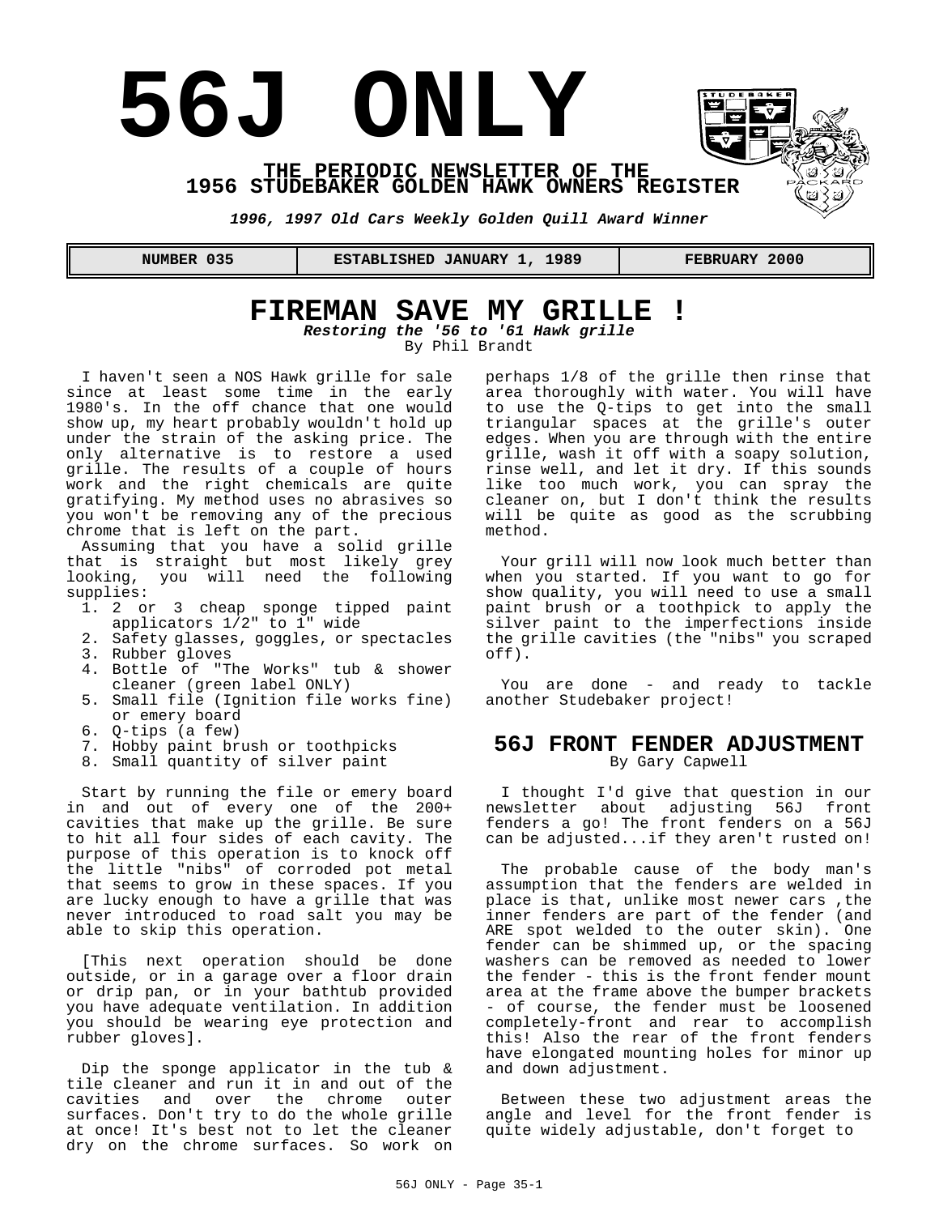# 56J ONLY

**THE PERIODIC NEWSLETTER OF THE 1956 STUDEBAKER GOLDEN HAWK OWNERS REGISTER**

***1996, 1997 Old Cars Weekly Golden Quill Award Winner***

| NUMBER 035 | ESTABLISHED JANUARY 1, 1989 | FEBRUARY 2000 |
|---|---|---|

## FIREMAN SAVE MY GRILLE !

***Restoring the '56 to '61 Hawk grille***

By Phil Brandt

I haven't seen a NOS Hawk grille for sale since at least some time in the early 1980's. In the off chance that one would show up, my heart probably wouldn't hold up under the strain of the asking price. The only alternative is to restore a used grille. The results of a couple of hours work and the right chemicals are quite gratifying. My method uses no abrasives so you won't be removing any of the precious chrome that is left on the part.

Assuming that you have a solid grille that is straight but most likely grey looking, you will need the following supplies:

1. 2 or 3 cheap sponge tipped paint applicators 1/2" to 1" wide
2. Safety glasses, goggles, or spectacles
3. Rubber gloves
4. Bottle of "The Works" tub & shower cleaner (green label ONLY)
5. Small file (Ignition file works fine) or emery board
6. Q-tips (a few)
7. Hobby paint brush or toothpicks
8. Small quantity of silver paint

Start by running the file or emery board in and out of every one of the 200+ cavities that make up the grille. Be sure to hit all four sides of each cavity. The purpose of this operation is to knock off the little "nibs" of corroded pot metal that seems to grow in these spaces. If you are lucky enough to have a grille that was never introduced to road salt you may be able to skip this operation.

[This next operation should be done outside, or in a garage over a floor drain or drip pan, or in your bathtub provided you have adequate ventilation. In addition you should be wearing eye protection and rubber gloves].

Dip the sponge applicator in the tub & tile cleaner and run it in and out of the cavities and over the chrome outer surfaces. Don't try to do the whole grille at once! It's best not to let the cleaner dry on the chrome surfaces. So work on perhaps 1/8 of the grille then rinse that area thoroughly with water. You will have to use the Q-tips to get into the small triangular spaces at the grille's outer edges. When you are through with the entire grille, wash it off with a soapy solution, rinse well, and let it dry. If this sounds like too much work, you can spray the cleaner on, but I don't think the results will be quite as good as the scrubbing method.

Your grill will now look much better than when you started. If you want to go for show quality, you will need to use a small paint brush or a toothpick to apply the silver paint to the imperfections inside the grille cavities (the "nibs" you scraped off).

You are done - and ready to tackle another Studebaker project!

## 56J FRONT FENDER ADJUSTMENT

By Gary Capwell

I thought I'd give that question in our newsletter about adjusting 56J front fenders a go! The front fenders on a 56J can be adjusted...if they aren't rusted on!

The probable cause of the body man's assumption that the fenders are welded in place is that, unlike most newer cars ,the inner fenders are part of the fender (and ARE spot welded to the outer skin). One fender can be shimmed up, or the spacing washers can be removed as needed to lower the fender - this is the front fender mount area at the frame above the bumper brackets - of course, the fender must be loosened completely-front and rear to accomplish this! Also the rear of the front fenders have elongated mounting holes for minor up and down adjustment.

Between these two adjustment areas the angle and level for the front fender is quite widely adjustable, don't forget to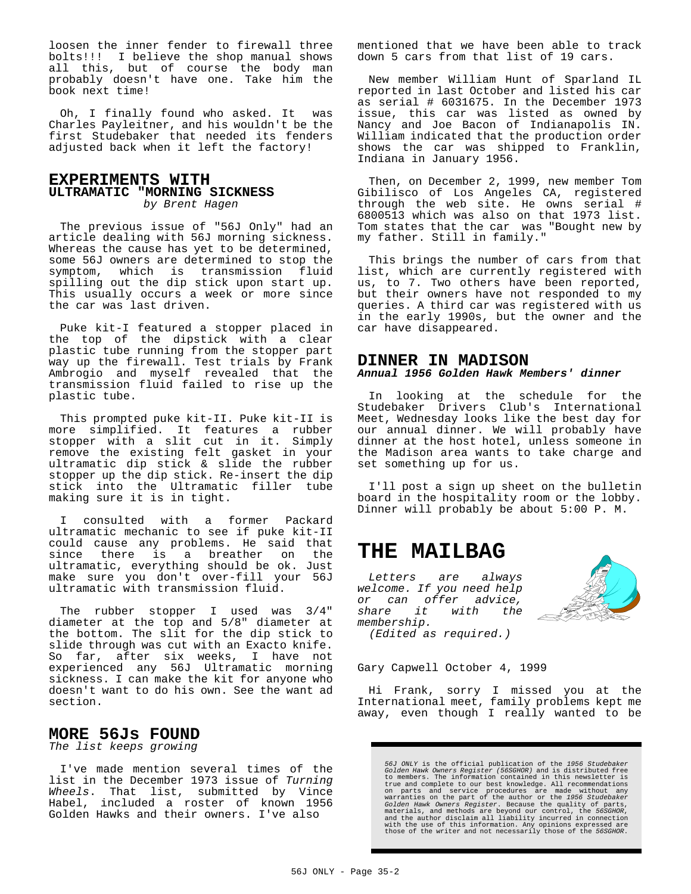loosen the inner fender to firewall three bolts!!! I believe the shop manual shows all this, but of course the body man probably doesn't have one. Take him the book next time!

Oh, I finally found who asked. It was Charles Payleitner, and his wouldn't be the first Studebaker that needed its fenders adjusted back when it left the factory!

## EXPERIMENTS WITH ULTRAMATIC "MORNING SICKNESS

*by Brent Hagen*

The previous issue of "56J Only" had an article dealing with 56J morning sickness. Whereas the cause has yet to be determined, some 56J owners are determined to stop the symptom, which is transmission fluid spilling out the dip stick upon start up. This usually occurs a week or more since the car was last driven.

Puke kit-I featured a stopper placed in the top of the dipstick with a clear plastic tube running from the stopper part way up the firewall. Test trials by Frank Ambrogio and myself revealed that the transmission fluid failed to rise up the plastic tube.

This prompted puke kit-II. Puke kit-II is more simplified. It features a rubber stopper with a slit cut in it. Simply remove the existing felt gasket in your ultramatic dip stick & slide the rubber stopper up the dip stick. Re-insert the dip stick into the Ultramatic filler tube making sure it is in tight.

I consulted with a former Packard ultramatic mechanic to see if puke kit-II could cause any problems. He said that since there is a breather on the ultramatic, everything should be ok. Just make sure you don't over-fill your 56J ultramatic with transmission fluid.

The rubber stopper I used was 3/4" diameter at the top and 5/8" diameter at the bottom. The slit for the dip stick to slide through was cut with an Exacto knife. So far, after six weeks, I have not experienced any 56J Ultramatic morning sickness. I can make the kit for anyone who doesn't want to do his own. See the want ad section.

## MORE 56Js FOUND

*The list keeps growing*

I've made mention several times of the list in the December 1973 issue of *Turning Wheels*. That list, submitted by Vince Habel, included a roster of known 1956 Golden Hawks and their owners. I've also mentioned that we have been able to track down 5 cars from that list of 19 cars.

New member William Hunt of Sparland IL reported in last October and listed his car as serial # 6031675. In the December 1973 issue, this car was listed as owned by Nancy and Joe Bacon of Indianapolis IN. William indicated that the production order shows the car was shipped to Franklin, Indiana in January 1956.

Then, on December 2, 1999, new member Tom Gibilisco of Los Angeles CA, registered through the web site. He owns serial # 6800513 which was also on that 1973 list. Tom states that the car was "Bought new by my father. Still in family."

This brings the number of cars from that list, which are currently registered with us, to 7. Two others have been reported, but their owners have not responded to my queries. A third car was registered with us in the early 1990s, but the owner and the car have disappeared.

## DINNER IN MADISON

***Annual 1956 Golden Hawk Members' dinner***

In looking at the schedule for the Studebaker Drivers Club's International Meet, Wednesday looks like the best day for our annual dinner. We will probably have dinner at the host hotel, unless someone in the Madison area wants to take charge and set something up for us.

I'll post a sign up sheet on the bulletin board in the hospitality room or the lobby. Dinner will probably be about 5:00 P. M.

# THE MAILBAG

*Letters are always welcome. If you need help or can offer advice, share it with the membership. (Edited as required.)*

Gary Capwell October 4, 1999

Hi Frank, sorry I missed you at the International meet, family problems kept me away, even though I really wanted to be

*56J ONLY* is the official publication of the *1956 Studebaker Golden Hawk Owners Register (56SGHOR)* and is distributed free to members. The information contained in this newsletter is true and complete to our best knowledge. All recommendations on parts and service procedures are made without any warranties on the part of the author or the *1956 Studebaker Golden Hawk Owners Register*. Because the quality of parts, materials, and methods are beyond our control, the *56SGHOR*, and the author disclaim all liability incurred in connection with the use of this information. Any opinions expressed are those of the writer and not necessarily those of the *56SGHOR*.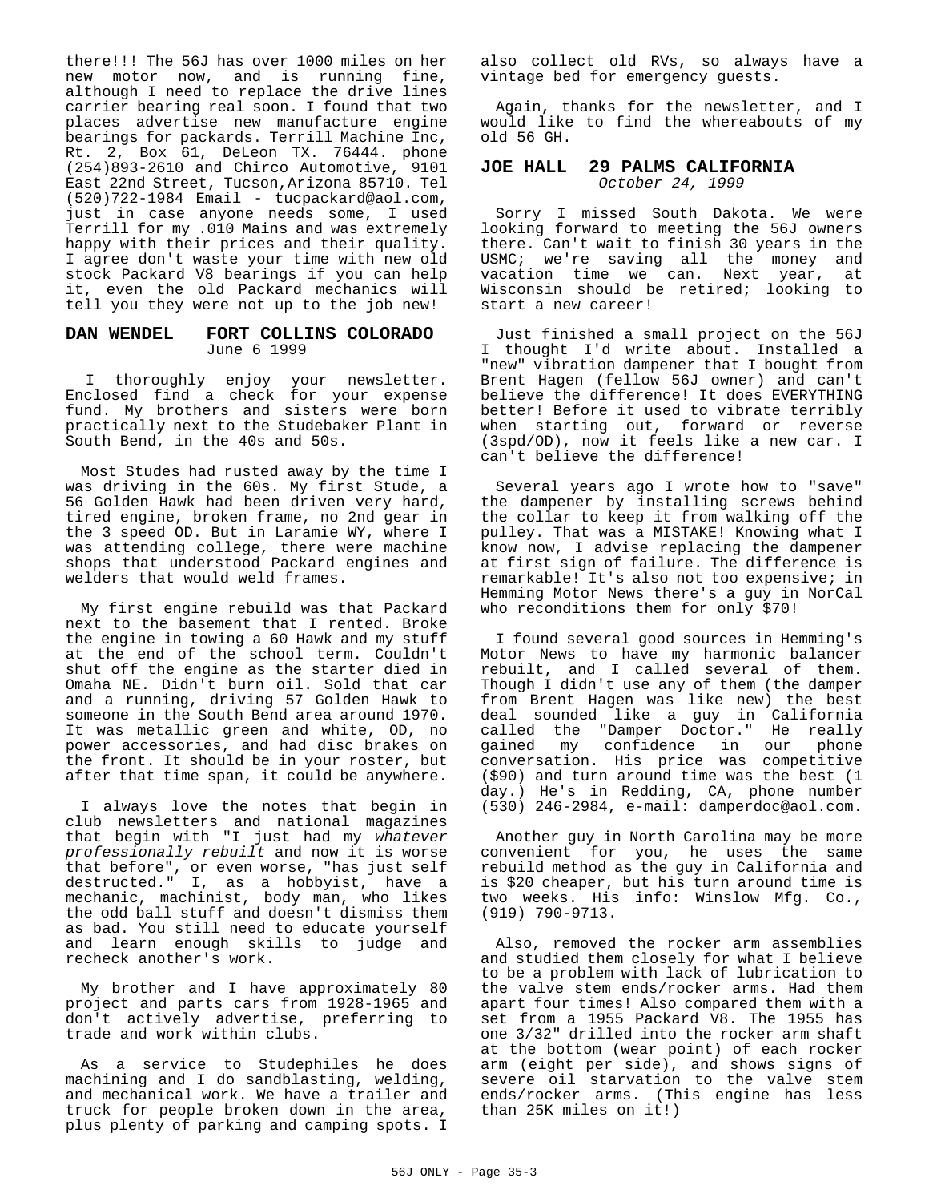there!!! The 56J has over 1000 miles on her new motor now, and is running fine, although I need to replace the drive lines carrier bearing real soon. I found that two places advertise new manufacture engine bearings for packards. Terrill Machine Inc, Rt. 2, Box 61, DeLeon TX. 76444. phone (254)893-2610 and Chirco Automotive, 9101 East 22nd Street, Tucson,Arizona 85710. Tel (520)722-1984 Email - tucpackard@aol.com, just in case anyone needs some, I used Terrill for my .010 Mains and was extremely happy with their prices and their quality. I agree don't waste your time with new old stock Packard V8 bearings if you can help it, even the old Packard mechanics will tell you they were not up to the job new!

## DAN WENDEL FORT COLLINS COLORADO

June 6 1999

I thoroughly enjoy your newsletter. Enclosed find a check for your expense fund. My brothers and sisters were born practically next to the Studebaker Plant in South Bend, in the 40s and 50s.

Most Studes had rusted away by the time I was driving in the 60s. My first Stude, a 56 Golden Hawk had been driven very hard, tired engine, broken frame, no 2nd gear in the 3 speed OD. But in Laramie WY, where I was attending college, there were machine shops that understood Packard engines and welders that would weld frames.

My first engine rebuild was that Packard next to the basement that I rented. Broke the engine in towing a 60 Hawk and my stuff at the end of the school term. Couldn't shut off the engine as the starter died in Omaha NE. Didn't burn oil. Sold that car and a running, driving 57 Golden Hawk to someone in the South Bend area around 1970. It was metallic green and white, OD, no power accessories, and had disc brakes on the front. It should be in your roster, but after that time span, it could be anywhere.

I always love the notes that begin in club newsletters and national magazines that begin with "I just had my *whatever professionally rebuilt* and now it is worse that before", or even worse, "has just self destructed." I, as a hobbyist, have a mechanic, machinist, body man, who likes the odd ball stuff and doesn't dismiss them as bad. You still need to educate yourself and learn enough skills to judge and recheck another's work.

My brother and I have approximately 80 project and parts cars from 1928-1965 and don't actively advertise, preferring to trade and work within clubs.

As a service to Studephiles he does machining and I do sandblasting, welding, and mechanical work. We have a trailer and truck for people broken down in the area, plus plenty of parking and camping spots. I also collect old RVs, so always have a vintage bed for emergency guests.

Again, thanks for the newsletter, and I would like to find the whereabouts of my old 56 GH.

## JOE HALL 29 PALMS CALIFORNIA

*October 24, 1999*

Sorry I missed South Dakota. We were looking forward to meeting the 56J owners there. Can't wait to finish 30 years in the USMC; we're saving all the money and vacation time we can. Next year, at Wisconsin should be retired; looking to start a new career!

Just finished a small project on the 56J I thought I'd write about. Installed a "new" vibration dampener that I bought from Brent Hagen (fellow 56J owner) and can't believe the difference! It does EVERYTHING better! Before it used to vibrate terribly when starting out, forward or reverse (3spd/OD), now it feels like a new car. I can't believe the difference!

Several years ago I wrote how to "save" the dampener by installing screws behind the collar to keep it from walking off the pulley. That was a MISTAKE! Knowing what I know now, I advise replacing the dampener at first sign of failure. The difference is remarkable! It's also not too expensive; in Hemming Motor News there's a guy in NorCal who reconditions them for only $70!

I found several good sources in Hemming's Motor News to have my harmonic balancer rebuilt, and I called several of them. Though I didn't use any of them (the damper from Brent Hagen was like new) the best deal sounded like a guy in California called the "Damper Doctor." He really gained my confidence in our phone conversation. His price was competitive ($90) and turn around time was the best (1 day.) He's in Redding, CA, phone number (530) 246-2984, e-mail: damperdoc@aol.com.

Another guy in North Carolina may be more convenient for you, he uses the same rebuild method as the guy in California and is $20 cheaper, but his turn around time is two weeks. His info: Winslow Mfg. Co., (919) 790-9713.

Also, removed the rocker arm assemblies and studied them closely for what I believe to be a problem with lack of lubrication to the valve stem ends/rocker arms. Had them apart four times! Also compared them with a set from a 1955 Packard V8. The 1955 has one 3/32" drilled into the rocker arm shaft at the bottom (wear point) of each rocker arm (eight per side), and shows signs of severe oil starvation to the valve stem ends/rocker arms. (This engine has less than 25K miles on it!)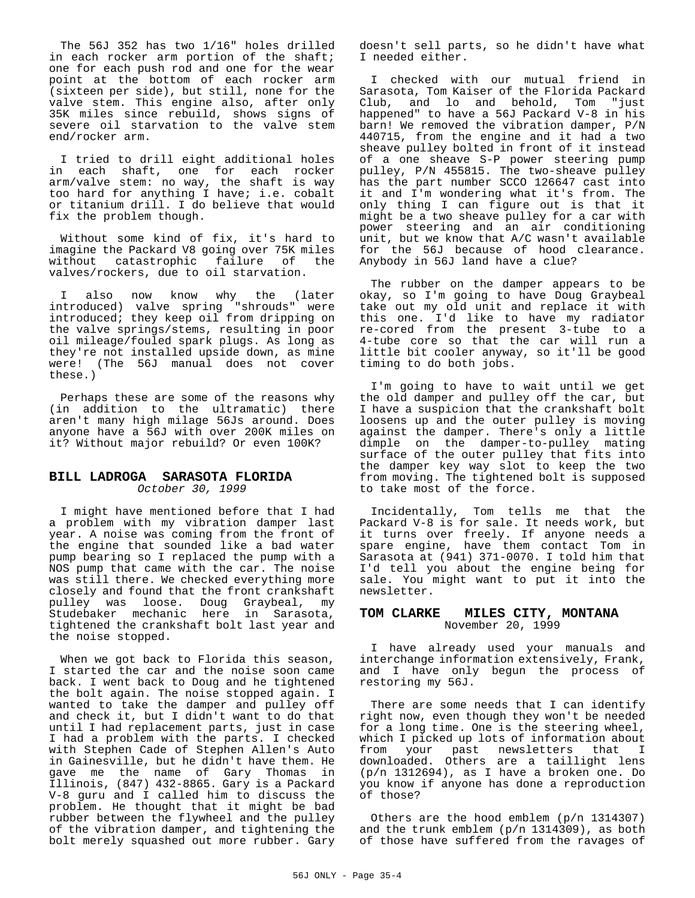The 56J 352 has two 1/16" holes drilled in each rocker arm portion of the shaft; one for each push rod and one for the wear point at the bottom of each rocker arm (sixteen per side), but still, none for the valve stem. This engine also, after only 35K miles since rebuild, shows signs of severe oil starvation to the valve stem end/rocker arm.

I tried to drill eight additional holes in each shaft, one for each rocker arm/valve stem: no way, the shaft is way too hard for anything I have; i.e. cobalt or titanium drill. I do believe that would fix the problem though.

Without some kind of fix, it's hard to imagine the Packard V8 going over 75K miles without catastrophic failure of the valves/rockers, due to oil starvation.

I also now know why the (later introduced) valve spring "shrouds" were introduced; they keep oil from dripping on the valve springs/stems, resulting in poor oil mileage/fouled spark plugs. As long as they're not installed upside down, as mine were! (The 56J manual does not cover these.)

Perhaps these are some of the reasons why (in addition to the ultramatic) there aren't many high milage 56Js around. Does anyone have a 56J with over 200K miles on it? Without major rebuild? Or even 100K?

### BILL LADROGA SARASOTA FLORIDA

*October 30, 1999*

I might have mentioned before that I had a problem with my vibration damper last year. A noise was coming from the front of the engine that sounded like a bad water pump bearing so I replaced the pump with a NOS pump that came with the car. The noise was still there. We checked everything more closely and found that the front crankshaft pulley was loose. Doug Graybeal, my Studebaker mechanic here in Sarasota, tightened the crankshaft bolt last year and the noise stopped.

When we got back to Florida this season, I started the car and the noise soon came back. I went back to Doug and he tightened the bolt again. The noise stopped again. I wanted to take the damper and pulley off and check it, but I didn't want to do that until I had replacement parts, just in case I had a problem with the parts. I checked with Stephen Cade of Stephen Allen's Auto in Gainesville, but he didn't have them. He gave me the name of Gary Thomas in Illinois, (847) 432-8865. Gary is a Packard V-8 guru and I called him to discuss the problem. He thought that it might be bad rubber between the flywheel and the pulley of the vibration damper, and tightening the bolt merely squashed out more rubber. Gary doesn't sell parts, so he didn't have what I needed either.

I checked with our mutual friend in Sarasota, Tom Kaiser of the Florida Packard Club, and lo and behold, Tom "just happened" to have a 56J Packard V-8 in his barn! We removed the vibration damper, P/N 440715, from the engine and it had a two sheave pulley bolted in front of it instead of a one sheave S-P power steering pump pulley, P/N 455815. The two-sheave pulley has the part number SCCO 126647 cast into it and I'm wondering what it's from. The only thing I can figure out is that it might be a two sheave pulley for a car with power steering and an air conditioning unit, but we know that A/C wasn't available for the 56J because of hood clearance. Anybody in 56J land have a clue?

The rubber on the damper appears to be okay, so I'm going to have Doug Graybeal take out my old unit and replace it with this one. I'd like to have my radiator re-cored from the present 3-tube to a 4-tube core so that the car will run a little bit cooler anyway, so it'll be good timing to do both jobs.

I'm going to have to wait until we get the old damper and pulley off the car, but I have a suspicion that the crankshaft bolt loosens up and the outer pulley is moving against the damper. There's only a little dimple on the damper-to-pulley mating surface of the outer pulley that fits into the damper key way slot to keep the two from moving. The tightened bolt is supposed to take most of the force.

Incidentally, Tom tells me that the Packard V-8 is for sale. It needs work, but it turns over freely. If anyone needs a spare engine, have them contact Tom in Sarasota at (941) 371-0070. I told him that I'd tell you about the engine being for sale. You might want to put it into the newsletter.

### TOM CLARKE MILES CITY, MONTANA

November 20, 1999

I have already used your manuals and interchange information extensively, Frank, and I have only begun the process of restoring my 56J.

There are some needs that I can identify right now, even though they won't be needed for a long time. One is the steering wheel, which I picked up lots of information about from your past newsletters that I downloaded. Others are a taillight lens (p/n 1312694), as I have a broken one. Do you know if anyone has done a reproduction of those?

Others are the hood emblem (p/n 1314307) and the trunk emblem (p/n 1314309), as both of those have suffered from the ravages of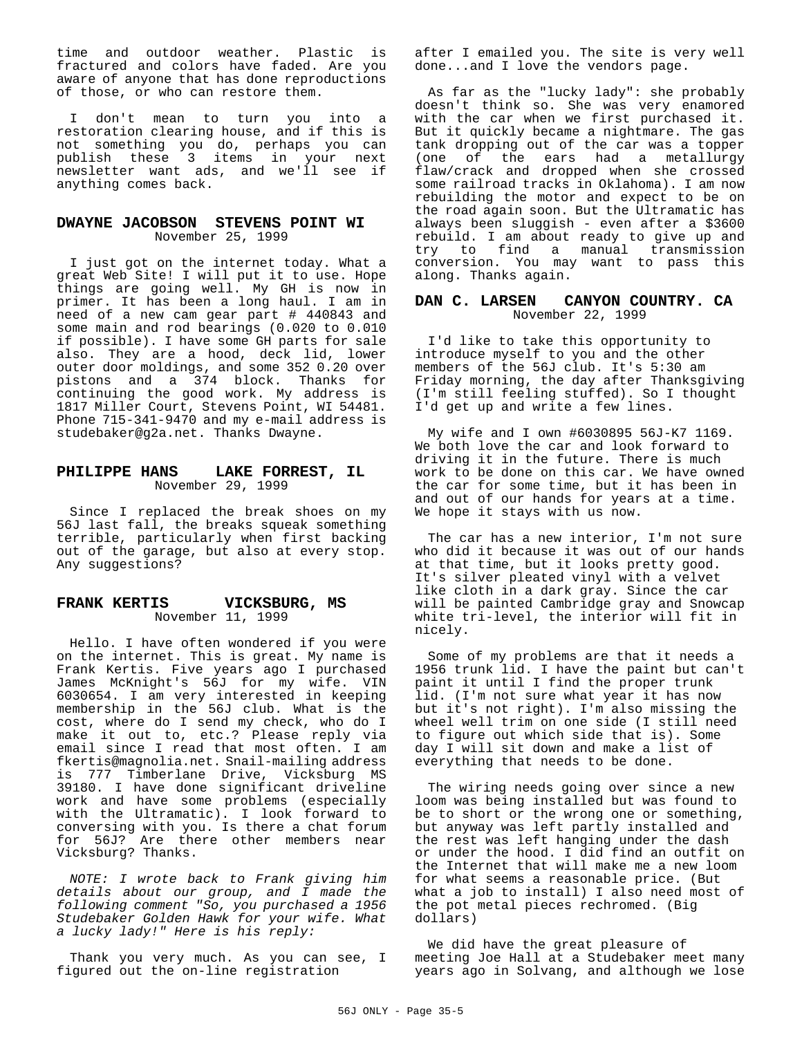time and outdoor weather. Plastic is fractured and colors have faded. Are you aware of anyone that has done reproductions of those, or who can restore them.

I don't mean to turn you into a restoration clearing house, and if this is not something you do, perhaps you can publish these 3 items in your next newsletter want ads, and we'll see if anything comes back.

### DWAYNE JACOBSON  STEVENS POINT WI
November 25, 1999

I just got on the internet today. What a great Web Site! I will put it to use. Hope things are going well. My GH is now in primer. It has been a long haul. I am in need of a new cam gear part # 440843 and some main and rod bearings (0.020 to 0.010 if possible). I have some GH parts for sale also. They are a hood, deck lid, lower outer door moldings, and some 352 0.20 over pistons and a 374 block. Thanks for continuing the good work. My address is 1817 Miller Court, Stevens Point, WI 54481. Phone 715-341-9470 and my e-mail address is studebaker@g2a.net. Thanks Dwayne.

### PHILIPPE HANS    LAKE FORREST, IL
November 29, 1999

Since I replaced the break shoes on my 56J last fall, the breaks squeak something terrible, particularly when first backing out of the garage, but also at every stop. Any suggestions?

### FRANK KERTIS      VICKSBURG, MS
November 11, 1999

Hello. I have often wondered if you were on the internet. This is great. My name is Frank Kertis. Five years ago I purchased James McKnight's 56J for my wife. VIN 6030654. I am very interested in keeping membership in the 56J club. What is the cost, where do I send my check, who do I make it out to, etc.? Please reply via email since I read that most often. I am fkertis@magnolia.net. Snail-mailing address is 777 Timberlane Drive, Vicksburg MS 39180. I have done significant driveline work and have some problems (especially with the Ultramatic). I look forward to conversing with you. Is there a chat forum for 56J? Are there other members near Vicksburg? Thanks.

*NOTE: I wrote back to Frank giving him details about our group, and I made the following comment "So, you purchased a 1956 Studebaker Golden Hawk for your wife. What a lucky lady!" Here is his reply:*

Thank you very much. As you can see, I figured out the on-line registration after I emailed you. The site is very well done...and I love the vendors page.

As far as the "lucky lady": she probably doesn't think so. She was very enamored with the car when we first purchased it. But it quickly became a nightmare. The gas tank dropping out of the car was a topper (one of the ears had a metallurgy flaw/crack and dropped when she crossed some railroad tracks in Oklahoma). I am now rebuilding the motor and expect to be on the road again soon. But the Ultramatic has always been sluggish - even after a $3600 rebuild. I am about ready to give up and try to find a manual transmission conversion. You may want to pass this along. Thanks again.

### DAN C. LARSEN   CANYON COUNTRY. CA
November 22, 1999

I'd like to take this opportunity to introduce myself to you and the other members of the 56J club. It's 5:30 am Friday morning, the day after Thanksgiving (I'm still feeling stuffed). So I thought I'd get up and write a few lines.

My wife and I own #6030895 56J-K7 1169. We both love the car and look forward to driving it in the future. There is much work to be done on this car. We have owned the car for some time, but it has been in and out of our hands for years at a time. We hope it stays with us now.

The car has a new interior, I'm not sure who did it because it was out of our hands at that time, but it looks pretty good. It's silver pleated vinyl with a velvet like cloth in a dark gray. Since the car will be painted Cambridge gray and Snowcap white tri-level, the interior will fit in nicely.

Some of my problems are that it needs a 1956 trunk lid. I have the paint but can't paint it until I find the proper trunk lid. (I'm not sure what year it has now but it's not right). I'm also missing the wheel well trim on one side (I still need to figure out which side that is). Some day I will sit down and make a list of everything that needs to be done.

The wiring needs going over since a new loom was being installed but was found to be to short or the wrong one or something, but anyway was left partly installed and the rest was left hanging under the dash or under the hood. I did find an outfit on the Internet that will make me a new loom for what seems a reasonable price. (But what a job to install) I also need most of the pot metal pieces rechromed. (Big dollars)

We did have the great pleasure of meeting Joe Hall at a Studebaker meet many years ago in Solvang, and although we lose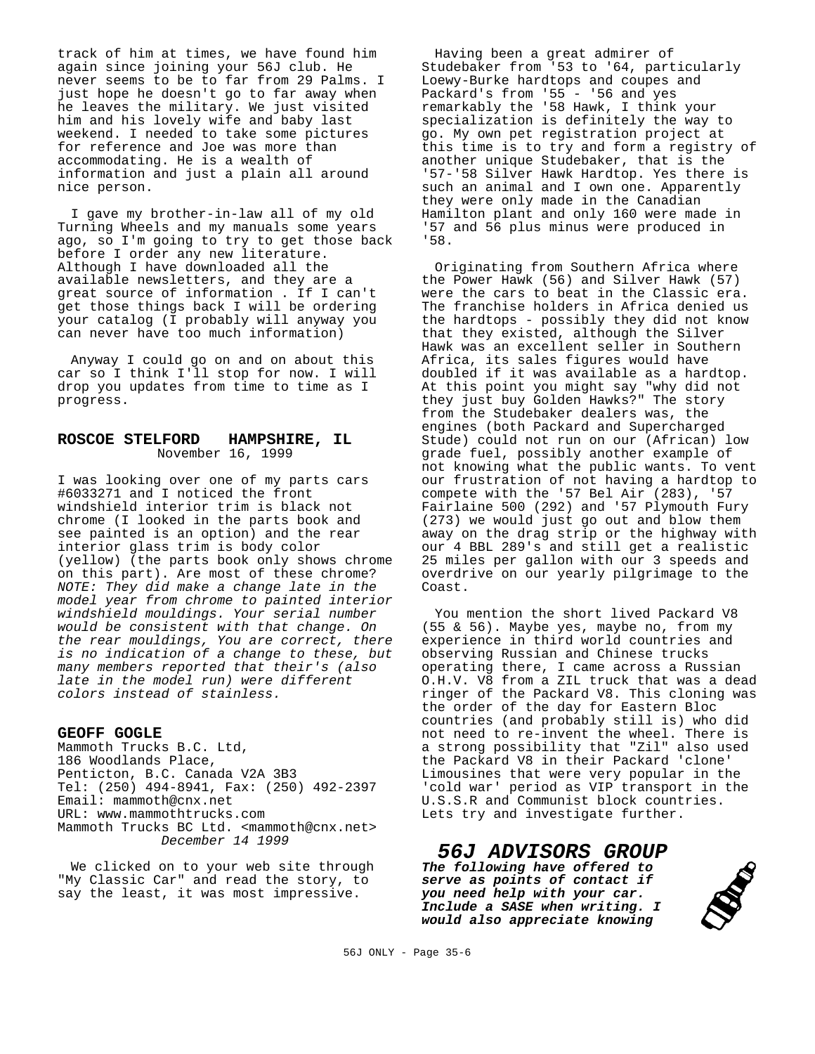track of him at times, we have found him again since joining your 56J club. He never seems to be to far from 29 Palms. I just hope he doesn't go to far away when he leaves the military. We just visited him and his lovely wife and baby last weekend. I needed to take some pictures for reference and Joe was more than accommodating. He is a wealth of information and just a plain all around nice person.

I gave my brother-in-law all of my old Turning Wheels and my manuals some years ago, so I'm going to try to get those back before I order any new literature. Although I have downloaded all the available newsletters, and they are a great source of information . If I can't get those things back I will be ordering your catalog (I probably will anyway you can never have too much information)

Anyway I could go on and on about this car so I think I'll stop for now. I will drop you updates from time to time as I progress.

### ROSCOE STELFORD   HAMPSHIRE, IL
November 16, 1999

I was looking over one of my parts cars #6033271 and I noticed the front windshield interior trim is black not chrome (I looked in the parts book and see painted is an option) and the rear interior glass trim is body color (yellow) (the parts book only shows chrome on this part). Are most of these chrome? *NOTE: They did make a change late in the model year from chrome to painted interior windshield mouldings. Your serial number would be consistent with that change. On the rear mouldings, You are correct, there is no indication of a change to these, but many members reported that their's (also late in the model run) were different colors instead of stainless.*

### GEOFF GOGLE
Mammoth Trucks B.C. Ltd,
186 Woodlands Place,
Penticton, B.C. Canada V2A 3B3
Tel: (250) 494-8941, Fax: (250) 492-2397
Email: mammoth@cnx.net
URL: www.mammothtrucks.com
Mammoth Trucks BC Ltd. <mammoth@cnx.net>
*December 14 1999*

We clicked on to your web site through "My Classic Car" and read the story, to say the least, it was most impressive.

Having been a great admirer of Studebaker from '53 to '64, particularly Loewy-Burke hardtops and coupes and Packard's from '55 - '56 and yes remarkably the '58 Hawk, I think your specialization is definitely the way to go. My own pet registration project at this time is to try and form a registry of another unique Studebaker, that is the '57-'58 Silver Hawk Hardtop. Yes there is such an animal and I own one. Apparently they were only made in the Canadian Hamilton plant and only 160 were made in '57 and 56 plus minus were produced in '58.

Originating from Southern Africa where the Power Hawk (56) and Silver Hawk (57) were the cars to beat in the Classic era. The franchise holders in Africa denied us the hardtops - possibly they did not know that they existed, although the Silver Hawk was an excellent seller in Southern Africa, its sales figures would have doubled if it was available as a hardtop. At this point you might say "why did not they just buy Golden Hawks?" The story from the Studebaker dealers was, the engines (both Packard and Supercharged Stude) could not run on our (African) low grade fuel, possibly another example of not knowing what the public wants. To vent our frustration of not having a hardtop to compete with the '57 Bel Air (283), '57 Fairlaine 500 (292) and '57 Plymouth Fury (273) we would just go out and blow them away on the drag strip or the highway with our 4 BBL 289's and still get a realistic 25 miles per gallon with our 3 speeds and overdrive on our yearly pilgrimage to the Coast.

You mention the short lived Packard V8 (55 & 56). Maybe yes, maybe no, from my experience in third world countries and observing Russian and Chinese trucks operating there, I came across a Russian O.H.V. V8 from a ZIL truck that was a dead ringer of the Packard V8. This cloning was the order of the day for Eastern Bloc countries (and probably still is) who did not need to re-invent the wheel. There is a strong possibility that "Zil" also used the Packard V8 in their Packard 'clone' Limousines that were very popular in the 'cold war' period as VIP transport in the U.S.S.R and Communist block countries. Lets try and investigate further.

## *56J ADVISORS GROUP*

***The following have offered to serve as points of contact if you need help with your car. Include a SASE when writing. I would also appreciate knowing***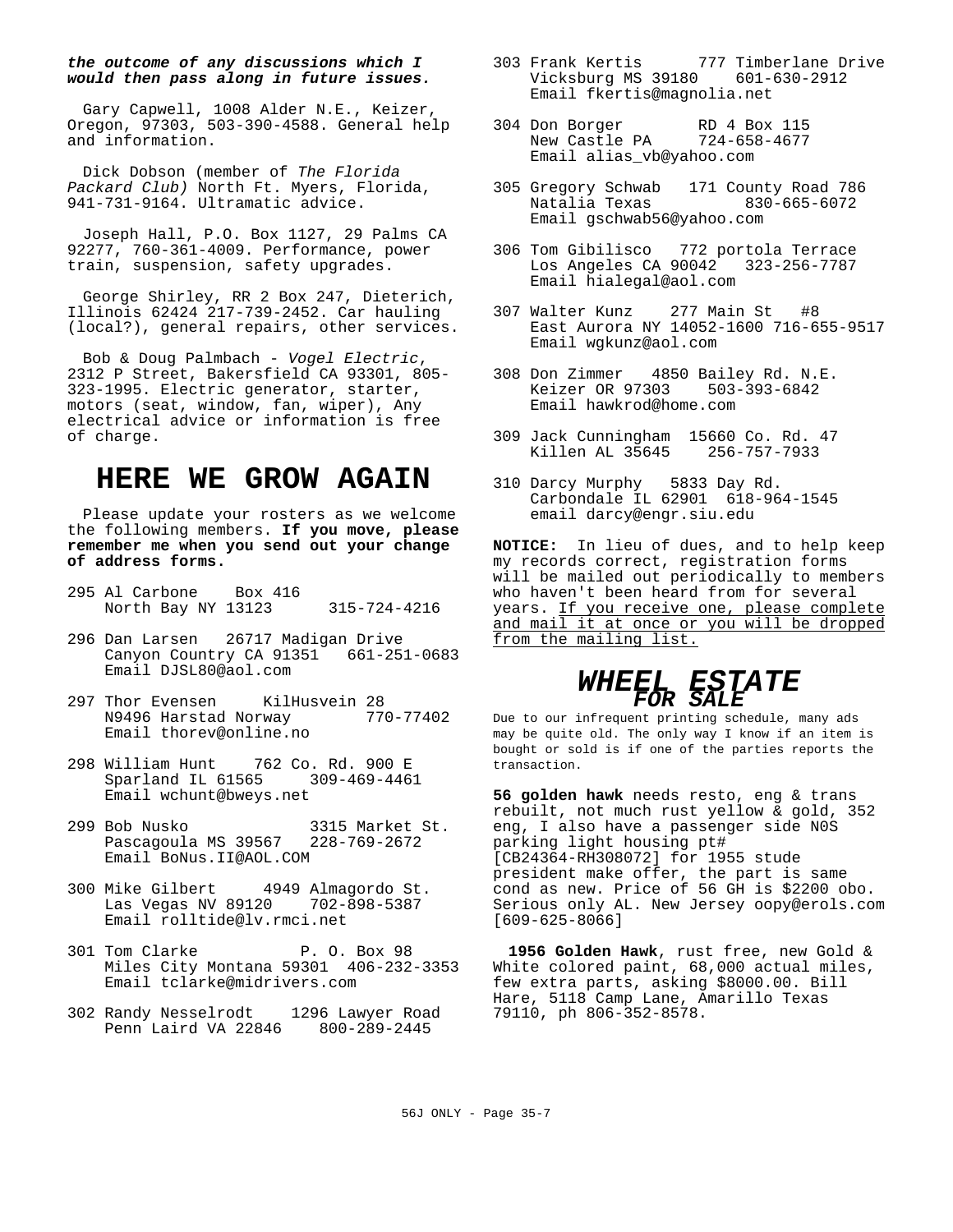***the outcome of any discussions which I would then pass along in future issues.***

Gary Capwell, 1008 Alder N.E., Keizer, Oregon, 97303, 503-390-4588. General help and information.

Dick Dobson (member of *The Florida Packard Club)* North Ft. Myers, Florida, 941-731-9164. Ultramatic advice.

Joseph Hall, P.O. Box 1127, 29 Palms CA 92277, 760-361-4009. Performance, power train, suspension, safety upgrades.

George Shirley, RR 2 Box 247, Dieterich, Illinois 62424 217-739-2452. Car hauling (local?), general repairs, other services.

Bob & Doug Palmbach - *Vogel Electric*, 2312 P Street, Bakersfield CA 93301, 805-323-1995. Electric generator, starter, motors (seat, window, fan, wiper), Any electrical advice or information is free of charge.

# HERE WE GROW AGAIN

Please update your rosters as we welcome the following members. **If you move, please remember me when you send out your change of address forms.**

295 Al Carbone  Box 416
North Bay NY 13123  315-724-4216

296 Dan Larsen  26717 Madigan Drive
Canyon Country CA 91351  661-251-0683
Email DJSL80@aol.com

297 Thor Evensen  KilHusvein 28
N9496 Harstad Norway  770-77402
Email thorev@online.no

298 William Hunt  762 Co. Rd. 900 E
Sparland IL 61565  309-469-4461
Email wchunt@bweys.net

299 Bob Nusko  3315 Market St.
Pascagoula MS 39567  228-769-2672
Email BoNus.II@AOL.COM

300 Mike Gilbert  4949 Almagordo St.
Las Vegas NV 89120  702-898-5387
Email rolltide@lv.rmci.net

301 Tom Clarke  P. O. Box 98
Miles City Montana 59301  406-232-3353
Email tclarke@midrivers.com

302 Randy Nesselrodt  1296 Lawyer Road
Penn Laird VA 22846  800-289-2445

303 Frank Kertis  777 Timberlane Drive
Vicksburg MS 39180  601-630-2912
Email fkertis@magnolia.net

304 Don Borger  RD 4 Box 115
New Castle PA  724-658-4677
Email alias_vb@yahoo.com

305 Gregory Schwab  171 County Road 786
Natalia Texas  830-665-6072
Email gschwab56@yahoo.com

306 Tom Gibilisco  772 portola Terrace
Los Angeles CA 90042  323-256-7787
Email hialegal@aol.com

307 Walter Kunz  277 Main St  #8
East Aurora NY 14052-1600 716-655-9517
Email wgkunz@aol.com

308 Don Zimmer  4850 Bailey Rd. N.E.
Keizer OR 97303  503-393-6842
Email hawkrod@home.com

309 Jack Cunningham  15660 Co. Rd. 47
Killen AL 35645  256-757-7933

310 Darcy Murphy  5833 Day Rd.
Carbondale IL 62901  618-964-1545
email darcy@engr.siu.edu

**NOTICE:** In lieu of dues, and to help keep my records correct, registration forms will be mailed out periodically to members who haven't been heard from for several years. If you receive one, please complete and mail it at once or you will be dropped from the mailing list.

# *WHEEL ESTATE FOR SALE*

Due to our infrequent printing schedule, many ads may be quite old. The only way I know if an item is bought or sold is if one of the parties reports the transaction.

**56 golden hawk** needs resto, eng & trans rebuilt, not much rust yellow & gold, 352 eng, I also have a passenger side N0S parking light housing pt# [CB24364-RH308072] for 1955 stude president make offer, the part is same cond as new. Price of 56 GH is $2200 obo. Serious only AL. New Jersey oopy@erols.com [609-625-8066]

**1956 Golden Hawk**, rust free, new Gold & White colored paint, 68,000 actual miles, few extra parts, asking $8000.00. Bill Hare, 5118 Camp Lane, Amarillo Texas 79110, ph 806-352-8578.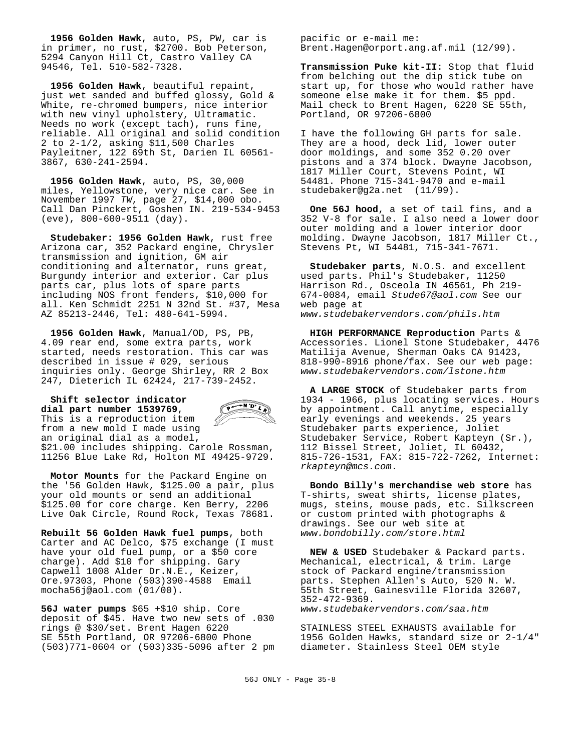**1956 Golden Hawk**, auto, PS, PW, car is in primer, no rust, $2700. Bob Peterson, 5294 Canyon Hill Ct, Castro Valley CA 94546, Tel. 510-582-7328.

**1956 Golden Hawk**, beautiful repaint, just wet sanded and buffed glossy, Gold & White, re-chromed bumpers, nice interior with new vinyl upholstery, Ultramatic. Needs no work (except tach), runs fine, reliable. All original and solid condition 2 to 2-1/2, asking $11,500 Charles Payleitner, 122 69th St, Darien IL 60561-3867, 630-241-2594.

**1956 Golden Hawk**, auto, PS, 30,000 miles, Yellowstone, very nice car. See in November 1997 *TW*, page 27, $14,000 obo. Call Dan Pinckert, Goshen IN. 219-534-9453 (eve), 800-600-9511 (day).

**Studebaker: 1956 Golden Hawk**, rust free Arizona car, 352 Packard engine, Chrysler transmission and ignition, GM air conditioning and alternator, runs great, Burgundy interior and exterior. Car plus parts car, plus lots of spare parts including NOS front fenders, $10,000 for all. Ken Schmidt 2251 N 32nd St. #37, Mesa AZ 85213-2446, Tel: 480-641-5994.

**1956 Golden Hawk**, Manual/OD, PS, PB, 4.09 rear end, some extra parts, work started, needs restoration. This car was described in issue # 029, serious inquiries only. George Shirley, RR 2 Box 247, Dieterich IL 62424, 217-739-2452.

**Shift selector indicator dial part number 1539769**, This is a reproduction item from a new mold I made using an original dial as a model, $21.00 includes shipping. Carole Rossman, 11256 Blue Lake Rd, Holton MI 49425-9729.

**Motor Mounts** for the Packard Engine on the '56 Golden Hawk, $125.00 a pair, plus your old mounts or send an additional $125.00 for core charge. Ken Berry, 2206 Live Oak Circle, Round Rock, Texas 78681.

**Rebuilt 56 Golden Hawk fuel pumps**, both Carter and AC Delco, $75 exchange (I must have your old fuel pump, or a $50 core charge). Add $10 for shipping. Gary Capwell 1008 Alder Dr.N.E., Keizer, Ore.97303, Phone (503)390-4588 Email mocha56j@aol.com (01/00).

**56J water pumps** $65 +$10 ship. Core deposit of $45. Have two new sets of .030 rings @ $30/set. Brent Hagen 6220 SE 55th Portland, OR 97206-6800 Phone (503)771-0604 or (503)335-5096 after 2 pm pacific or e-mail me: Brent.Hagen@orport.ang.af.mil (12/99).

**Transmission Puke kit-II**: Stop that fluid from belching out the dip stick tube on start up, for those who would rather have someone else make it for them. $5 ppd. Mail check to Brent Hagen, 6220 SE 55th, Portland, OR 97206-6800

I have the following GH parts for sale. They are a hood, deck lid, lower outer door moldings, and some 352 0.20 over pistons and a 374 block. Dwayne Jacobson, 1817 Miller Court, Stevens Point, WI 54481. Phone 715-341-9470 and e-mail studebaker@g2a.net (11/99).

**One 56J hood**, a set of tail fins, and a 352 V-8 for sale. I also need a lower door outer molding and a lower interior door molding. Dwayne Jacobson, 1817 Miller Ct., Stevens Pt, WI 54481, 715-341-7671.

**Studebaker parts**, N.O.S. and excellent used parts. Phil's Studebaker, 11250 Harrison Rd., Osceola IN 46561, Ph 219-674-0084, email *Stude67@aol.com* See our web page at *www.studebakervendors.com/phils.htm*

**HIGH PERFORMANCE Reproduction** Parts & Accessories. Lionel Stone Studebaker, 4476 Matilija Avenue, Sherman Oaks CA 91423, 818-990-8916 phone/fax. See our web page: *www.studebakervendors.com/lstone.htm*

**A LARGE STOCK** of Studebaker parts from 1934 - 1966, plus locating services. Hours by appointment. Call anytime, especially early evenings and weekends. 25 years Studebaker parts experience, Joliet Studebaker Service, Robert Kapteyn (Sr.), 112 Bissel Street, Joliet, IL 60432, 815-726-1531, FAX: 815-722-7262, Internet: *rkapteyn@mcs.com*.

**Bondo Billy's merchandise web store** has T-shirts, sweat shirts, license plates, mugs, steins, mouse pads, etc. Silkscreen or custom printed with photographs & drawings. See our web site at *www.bondobilly.com/store.html*

**NEW & USED** Studebaker & Packard parts. Mechanical, electrical, & trim. Large stock of Packard engine/transmission parts. Stephen Allen's Auto, 520 N. W. 55th Street, Gainesville Florida 32607, 352-472-9369. *www.studebakervendors.com/saa.htm*

STAINLESS STEEL EXHAUSTS available for 1956 Golden Hawks, standard size or 2-1/4" diameter. Stainless Steel OEM style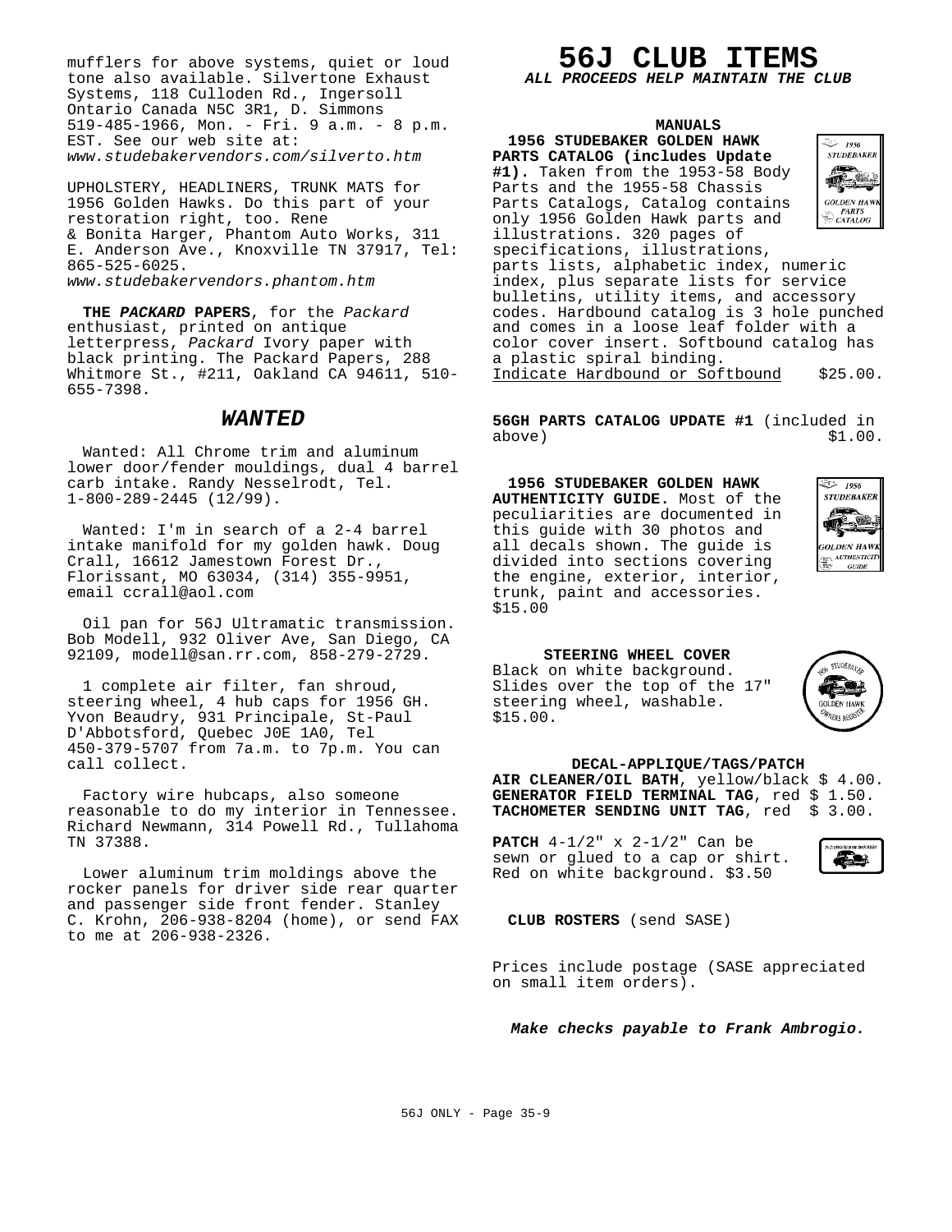mufflers for above systems, quiet or loud tone also available. Silvertone Exhaust Systems, 118 Culloden Rd., Ingersoll Ontario Canada N5C 3R1, D. Simmons 519-485-1966, Mon. - Fri. 9 a.m. - 8 p.m. EST. See our web site at: *www.studebakervendors.com/silverto.htm*

UPHOLSTERY, HEADLINERS, TRUNK MATS for 1956 Golden Hawks. Do this part of your restoration right, too. Rene & Bonita Harger, Phantom Auto Works, 311 E. Anderson Ave., Knoxville TN 37917, Tel: 865-525-6025. *www.studebakervendors.phantom.htm*

**THE *PACKARD* PAPERS**, for the *Packard* enthusiast, printed on antique letterpress, *Packard* Ivory paper with black printing. The Packard Papers, 288 Whitmore St., #211, Oakland CA 94611, 510-655-7398.

## *WANTED*

Wanted: All Chrome trim and aluminum lower door/fender mouldings, dual 4 barrel carb intake. Randy Nesselrodt, Tel. 1-800-289-2445 (12/99).

Wanted: I'm in search of a 2-4 barrel intake manifold for my golden hawk. Doug Crall, 16612 Jamestown Forest Dr., Florissant, MO 63034, (314) 355-9951, email ccrall@aol.com

Oil pan for 56J Ultramatic transmission. Bob Modell, 932 Oliver Ave, San Diego, CA 92109, modell@san.rr.com, 858-279-2729.

1 complete air filter, fan shroud, steering wheel, 4 hub caps for 1956 GH. Yvon Beaudry, 931 Principale, St-Paul D'Abbotsford, Quebec J0E 1A0, Tel 450-379-5707 from 7a.m. to 7p.m. You can call collect.

Factory wire hubcaps, also someone reasonable to do my interior in Tennessee. Richard Newmann, 314 Powell Rd., Tullahoma TN 37388.

Lower aluminum trim moldings above the rocker panels for driver side rear quarter and passenger side front fender. Stanley C. Krohn, 206-938-8204 (home), or send FAX to me at 206-938-2326.

# 56J CLUB ITEMS

***ALL PROCEEDS HELP MAINTAIN THE CLUB***

### MANUALS

**1956 STUDEBAKER GOLDEN HAWK PARTS CATALOG (includes Update #1).** Taken from the 1953-58 Body Parts and the 1955-58 Chassis Parts Catalogs, Catalog contains only 1956 Golden Hawk parts and illustrations. 320 pages of specifications, illustrations, parts lists, alphabetic index, numeric index, plus separate lists for service bulletins, utility items, and accessory codes. Hardbound catalog is 3 hole punched and comes in a loose leaf folder with a color cover insert. Softbound catalog has a plastic spiral binding.
Indicate Hardbound or Softbound $25.00.

**56GH PARTS CATALOG UPDATE #1** (included in above) $1.00.

**1956 STUDEBAKER GOLDEN HAWK AUTHENTICITY GUIDE.** Most of the peculiarities are documented in this guide with 30 photos and all decals shown. The guide is divided into sections covering the engine, exterior, interior, trunk, paint and accessories. $15.00

### STEERING WHEEL COVER

Black on white background. Slides over the top of the 17" steering wheel, washable. $15.00.

### DECAL-APPLIQUE/TAGS/PATCH

**AIR CLEANER/OIL BATH**, yellow/black $ 4.00.
**GENERATOR FIELD TERMINAL TAG**, red $ 1.50.
**TACHOMETER SENDING UNIT TAG**, red $ 3.00.

**PATCH** 4-1/2" x 2-1/2" Can be sewn or glued to a cap or shirt. Red on white background. $3.50

**CLUB ROSTERS** (send SASE)

Prices include postage (SASE appreciated on small item orders).

***Make checks payable to Frank Ambrogio.***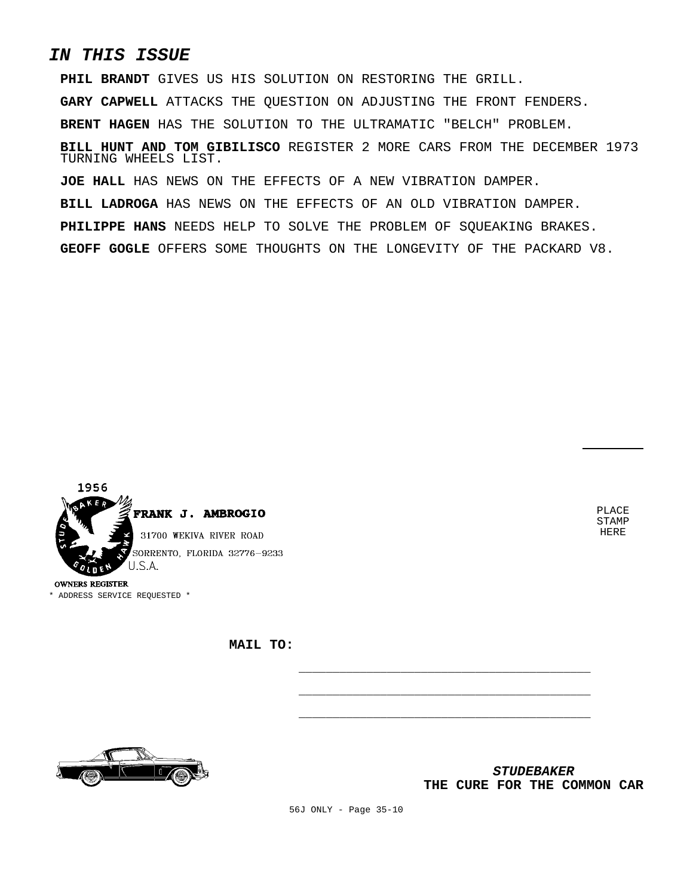## *IN THIS ISSUE*

**PHIL BRANDT** GIVES US HIS SOLUTION ON RESTORING THE GRILL.

**GARY CAPWELL** ATTACKS THE QUESTION ON ADJUSTING THE FRONT FENDERS.

**BRENT HAGEN** HAS THE SOLUTION TO THE ULTRAMATIC "BELCH" PROBLEM.

**BILL HUNT AND TOM GIBILISCO** REGISTER 2 MORE CARS FROM THE DECEMBER 1973 TURNING WHEELS LIST.

**JOE HALL** HAS NEWS ON THE EFFECTS OF A NEW VIBRATION DAMPER.

**BILL LADROGA** HAS NEWS ON THE EFFECTS OF AN OLD VIBRATION DAMPER.

**PHILIPPE HANS** NEEDS HELP TO SOLVE THE PROBLEM OF SQUEAKING BRAKES.

**GEOFF GOGLE** OFFERS SOME THOUGHTS ON THE LONGEVITY OF THE PACKARD V8.

1956 STUDEBAKER GOLDEN HAWK OWNERS REGISTER

**FRANK J. AMBROGIO**
31700 WEKIVA RIVER ROAD
SORRENTO, FLORIDA 32776-9233
U.S.A.

\* ADDRESS SERVICE REQUESTED \*

PLACE STAMP HERE

**MAIL TO:**

___________________________________________

___________________________________________

___________________________________________

***STUDEBAKER***
**THE CURE FOR THE COMMON CAR**

56J ONLY - Page 35-10